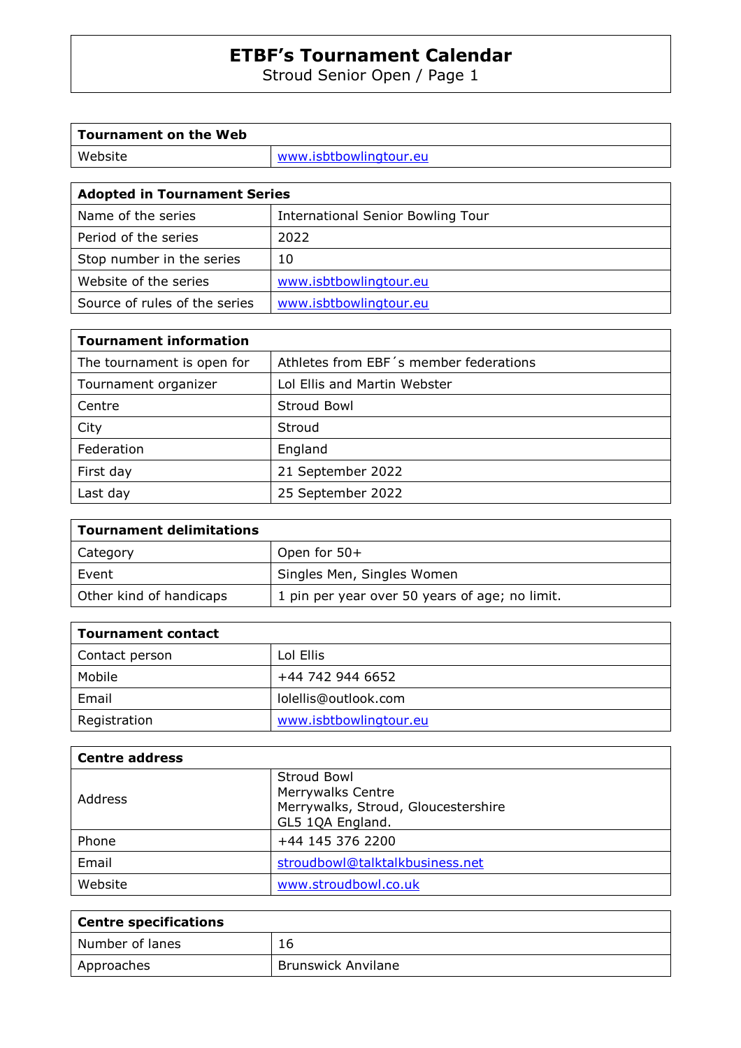# ETBF's Tournament Calendar

Stroud Senior Open / Page 1

| Tournament on the Web | |
|---|---|
| Website | www.isbtbowlingtour.eu |

| Adopted in Tournament Series | |
|---|---|
| Name of the series | International Senior Bowling Tour |
| Period of the series | 2022 |
| Stop number in the series | 10 |
| Website of the series | www.isbtbowlingtour.eu |
| Source of rules of the series | www.isbtbowlingtour.eu |

| Tournament information | |
|---|---|
| The tournament is open for | Athletes from EBF´s member federations |
| Tournament organizer | Lol Ellis and Martin Webster |
| Centre | Stroud Bowl |
| City | Stroud |
| Federation | England |
| First day | 21 September 2022 |
| Last day | 25 September 2022 |

| Tournament delimitations | |
|---|---|
| Category | Open for 50+ |
| Event | Singles Men, Singles Women |
| Other kind of handicaps | 1 pin per year over 50 years of age; no limit. |

| Tournament contact | |
|---|---|
| Contact person | Lol Ellis |
| Mobile | +44 742 944 6652 |
| Email | lolellis@outlook.com |
| Registration | www.isbtbowlingtour.eu |

| Centre address | |
|---|---|
| Address | Stroud Bowl<br>Merrywalks Centre<br>Merrywalks, Stroud, Gloucestershire<br>GL5 1QA England. |
| Phone | +44 145 376 2200 |
| Email | stroudbowl@talktalkbusiness.net |
| Website | www.stroudbowl.co.uk |

| Centre specifications | |
|---|---|
| Number of lanes | 16 |
| Approaches | Brunswick Anvilane |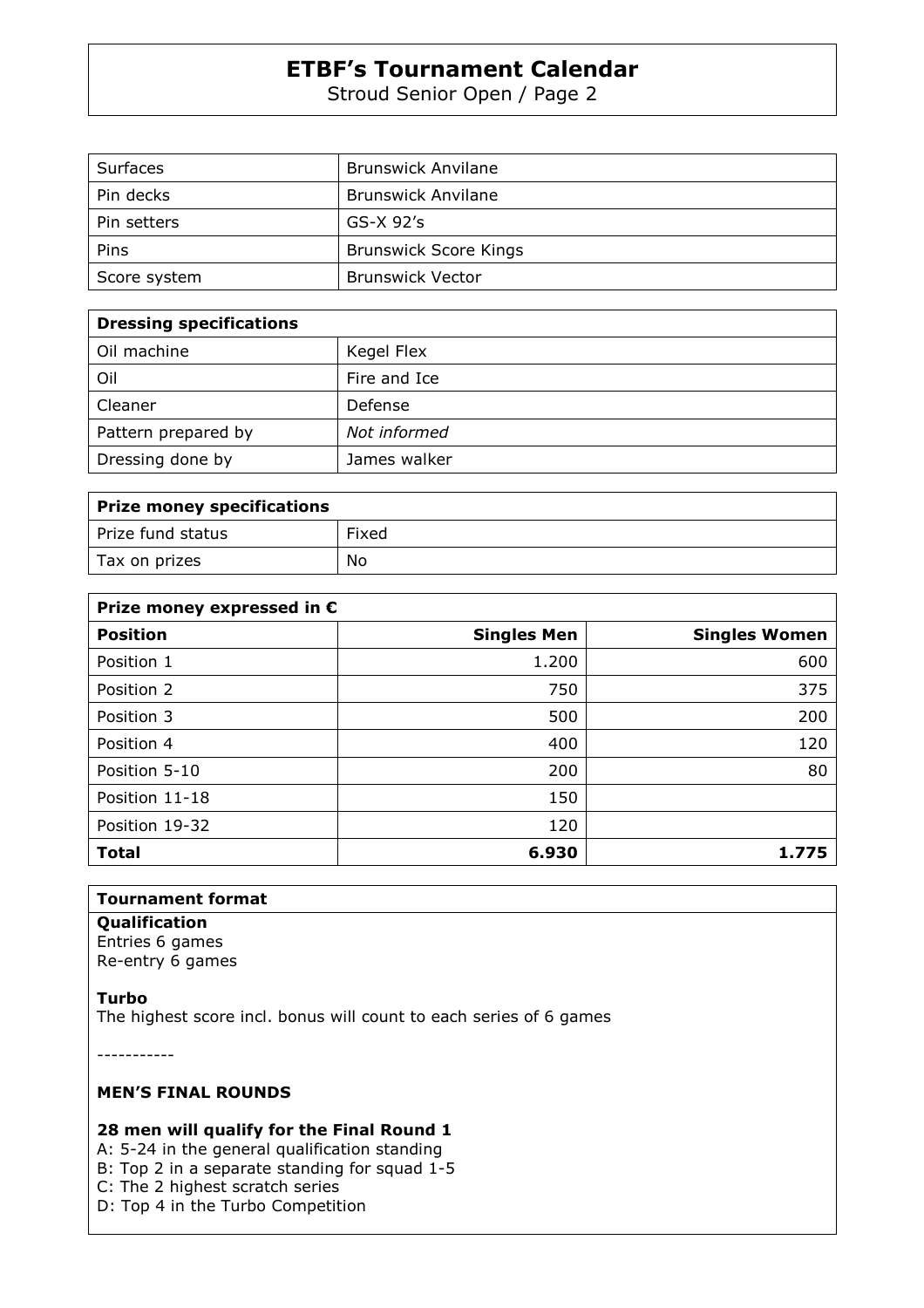# ETBF's Tournament Calendar

Stroud Senior Open / Page 2

| Surfaces | Brunswick Anvilane |
|---|---|
| Pin decks | Brunswick Anvilane |
| Pin setters | GS-X 92's |
| Pins | Brunswick Score Kings |
| Score system | Brunswick Vector |

| **Dressing specifications** | |
|---|---|
| Oil machine | Kegel Flex |
| Oil | Fire and Ice |
| Cleaner | Defense |
| Pattern prepared by | *Not informed* |
| Dressing done by | James walker |

| **Prize money specifications** | |
|---|---|
| Prize fund status | Fixed |
| Tax on prizes | No |

| **Prize money expressed in €** | | |
|---|---:|---:|
| **Position** | **Singles Men** | **Singles Women** |
| Position 1 | 1.200 | 600 |
| Position 2 | 750 | 375 |
| Position 3 | 500 | 200 |
| Position 4 | 400 | 120 |
| Position 5-10 | 200 | 80 |
| Position 11-18 | 150 | |
| Position 19-32 | 120 | |
| **Total** | **6.930** | **1.775** |

**Tournament format**

**Qualification**
Entries 6 games
Re-entry 6 games

**Turbo**
The highest score incl. bonus will count to each series of 6 games

-----------

**MEN'S FINAL ROUNDS**

**28 men will qualify for the Final Round 1**
A: 5-24 in the general qualification standing
B: Top 2 in a separate standing for squad 1-5
C: The 2 highest scratch series
D: Top 4 in the Turbo Competition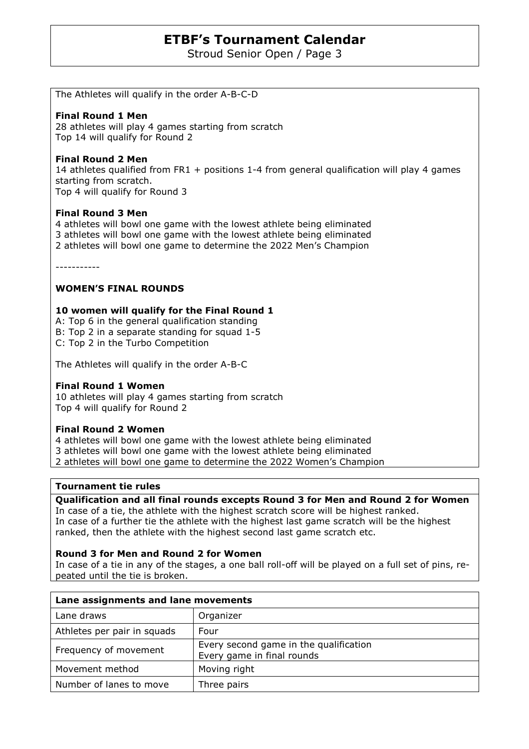The Athletes will qualify in the order A-B-C-D

**Final Round 1 Men**
28 athletes will play 4 games starting from scratch
Top 14 will qualify for Round 2

**Final Round 2 Men**
14 athletes qualified from FR1 + positions 1-4 from general qualification will play 4 games starting from scratch.
Top 4 will qualify for Round 3

**Final Round 3 Men**
4 athletes will bowl one game with the lowest athlete being eliminated
3 athletes will bowl one game with the lowest athlete being eliminated
2 athletes will bowl one game to determine the 2022 Men's Champion

-----------

**WOMEN'S FINAL ROUNDS**

**10 women will qualify for the Final Round 1**
A: Top 6 in the general qualification standing
B: Top 2 in a separate standing for squad 1-5
C: Top 2 in the Turbo Competition

The Athletes will qualify in the order A-B-C

**Final Round 1 Women**
10 athletes will play 4 games starting from scratch
Top 4 will qualify for Round 2

**Final Round 2 Women**
4 athletes will bowl one game with the lowest athlete being eliminated
3 athletes will bowl one game with the lowest athlete being eliminated
2 athletes will bowl one game to determine the 2022 Women's Champion

**Tournament tie rules**

**Qualification and all final rounds excepts Round 3 for Men and Round 2 for Women**
In case of a tie, the athlete with the highest scratch score will be highest ranked.
In case of a further tie the athlete with the highest last game scratch will be the highest ranked, then the athlete with the highest second last game scratch etc.

**Round 3 for Men and Round 2 for Women**
In case of a tie in any of the stages, a one ball roll-off will be played on a full set of pins, repeated until the tie is broken.

| Lane assignments and lane movements | |
|---|---|
| Lane draws | Organizer |
| Athletes per pair in squads | Four |
| Frequency of movement | Every second game in the qualification<br>Every game in final rounds |
| Movement method | Moving right |
| Number of lanes to move | Three pairs |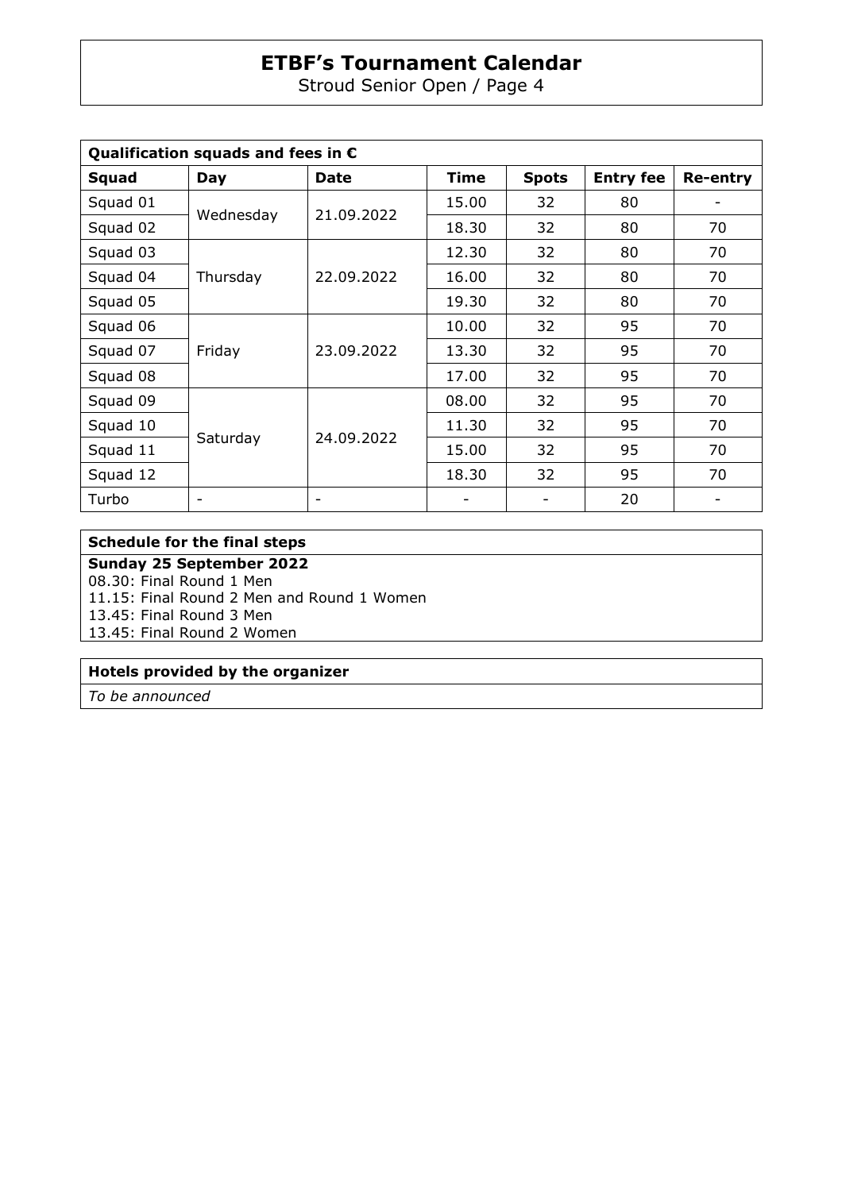| Qualification squads and fees in € | | | | | | |
|---|---|---|---|---|---|---|
| **Squad** | **Day** | **Date** | **Time** | **Spots** | **Entry fee** | **Re-entry** |
| Squad 01 | Wednesday | 21.09.2022 | 15.00 | 32 | 80 | - |
| Squad 02 | | | 18.30 | 32 | 80 | 70 |
| Squad 03 | Thursday | 22.09.2022 | 12.30 | 32 | 80 | 70 |
| Squad 04 | | | 16.00 | 32 | 80 | 70 |
| Squad 05 | | | 19.30 | 32 | 80 | 70 |
| Squad 06 | Friday | 23.09.2022 | 10.00 | 32 | 95 | 70 |
| Squad 07 | | | 13.30 | 32 | 95 | 70 |
| Squad 08 | | | 17.00 | 32 | 95 | 70 |
| Squad 09 | Saturday | 24.09.2022 | 08.00 | 32 | 95 | 70 |
| Squad 10 | | | 11.30 | 32 | 95 | 70 |
| Squad 11 | | | 15.00 | 32 | 95 | 70 |
| Squad 12 | | | 18.30 | 32 | 95 | 70 |
| Turbo | - | - | - | - | 20 | - |

**Schedule for the final steps**

**Sunday 25 September 2022**

08.30: Final Round 1 Men
11.15: Final Round 2 Men and Round 1 Women
13.45: Final Round 3 Men
13.45: Final Round 2 Women

**Hotels provided by the organizer**

*To be announced*